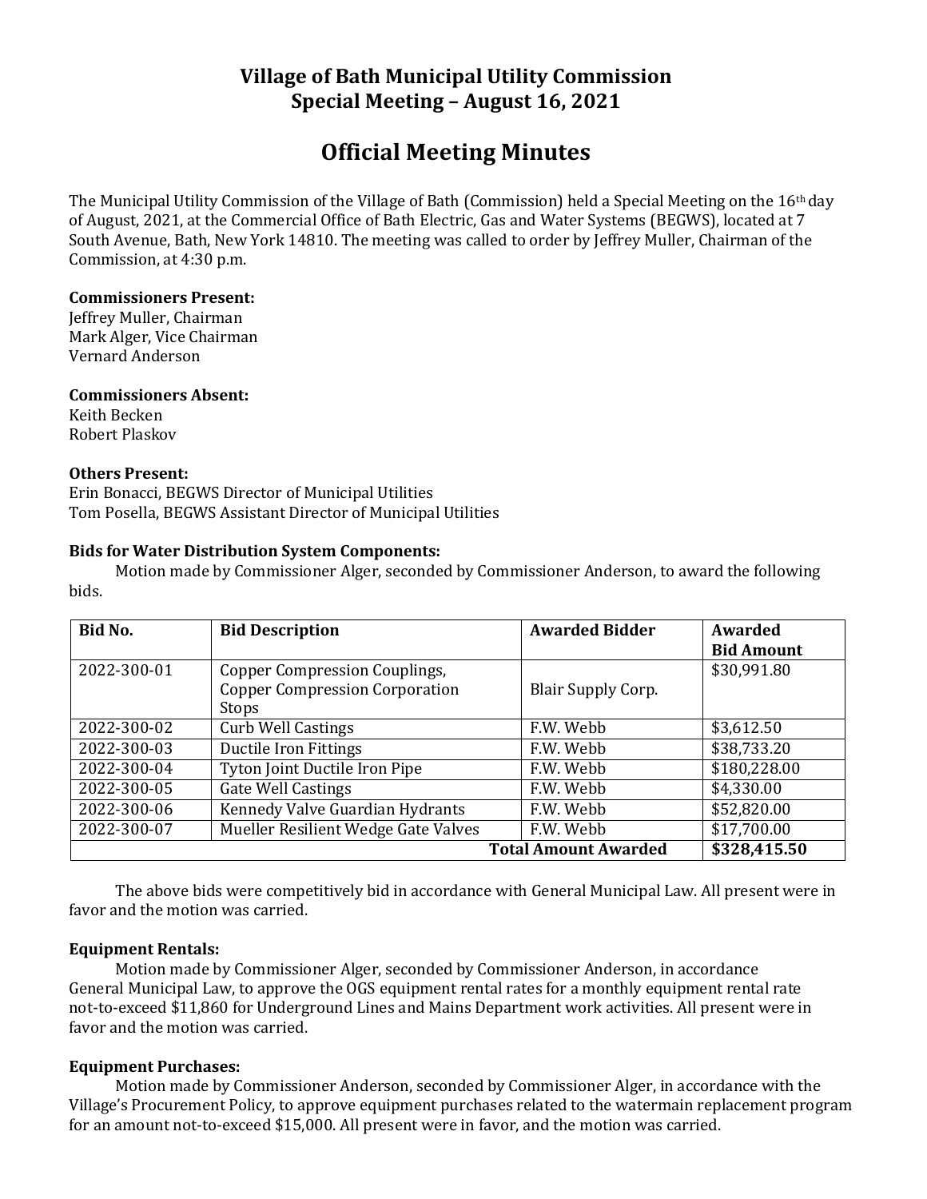# Village of Bath Municipal Utility Commission
# Special Meeting – August 16, 2021

## Official Meeting Minutes

The Municipal Utility Commission of the Village of Bath (Commission) held a Special Meeting on the 16th day of August, 2021, at the Commercial Office of Bath Electric, Gas and Water Systems (BEGWS), located at 7 South Avenue, Bath, New York 14810. The meeting was called to order by Jeffrey Muller, Chairman of the Commission, at 4:30 p.m.

**Commissioners Present:**
Jeffrey Muller, Chairman
Mark Alger, Vice Chairman
Vernard Anderson

**Commissioners Absent:**
Keith Becken
Robert Plaskov

**Others Present:**
Erin Bonacci, BEGWS Director of Municipal Utilities
Tom Posella, BEGWS Assistant Director of Municipal Utilities

**Bids for Water Distribution System Components:**

Motion made by Commissioner Alger, seconded by Commissioner Anderson, to award the following bids.

| Bid No. | Bid Description | Awarded Bidder | Awarded Bid Amount |
|---|---|---|---|
| 2022-300-01 | Copper Compression Couplings, Copper Compression Corporation Stops | Blair Supply Corp. | $30,991.80 |
| 2022-300-02 | Curb Well Castings | F.W. Webb | $3,612.50 |
| 2022-300-03 | Ductile Iron Fittings | F.W. Webb | $38,733.20 |
| 2022-300-04 | Tyton Joint Ductile Iron Pipe | F.W. Webb | $180,228.00 |
| 2022-300-05 | Gate Well Castings | F.W. Webb | $4,330.00 |
| 2022-300-06 | Kennedy Valve Guardian Hydrants | F.W. Webb | $52,820.00 |
| 2022-300-07 | Mueller Resilient Wedge Gate Valves | F.W. Webb | $17,700.00 |
| | | **Total Amount Awarded** | **$328,415.50** |

The above bids were competitively bid in accordance with General Municipal Law. All present were in favor and the motion was carried.

**Equipment Rentals:**

Motion made by Commissioner Alger, seconded by Commissioner Anderson, in accordance General Municipal Law, to approve the OGS equipment rental rates for a monthly equipment rental rate not-to-exceed $11,860 for Underground Lines and Mains Department work activities. All present were in favor and the motion was carried.

**Equipment Purchases:**

Motion made by Commissioner Anderson, seconded by Commissioner Alger, in accordance with the Village's Procurement Policy, to approve equipment purchases related to the watermain replacement program for an amount not-to-exceed $15,000. All present were in favor, and the motion was carried.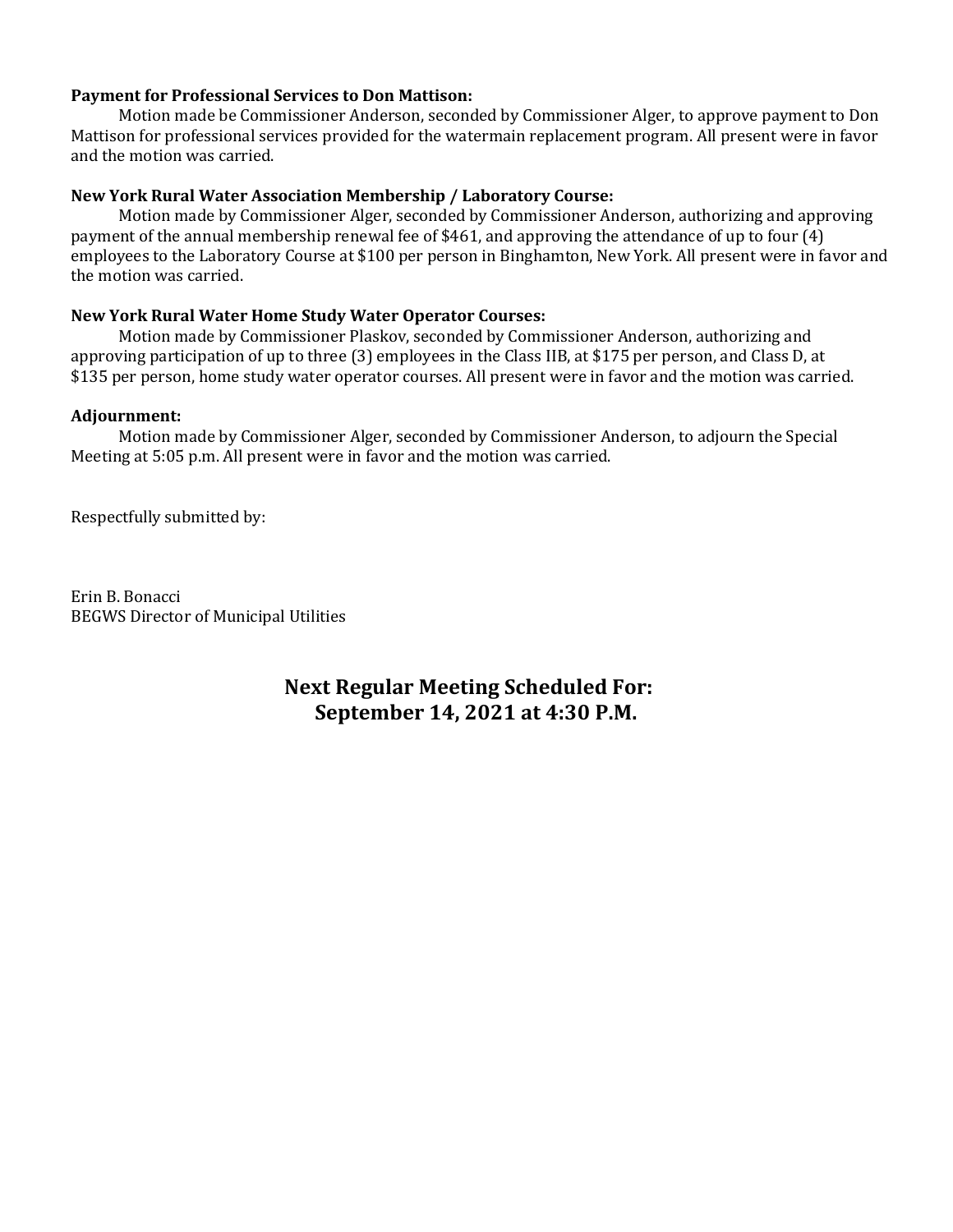**Payment for Professional Services to Don Mattison:**

Motion made be Commissioner Anderson, seconded by Commissioner Alger, to approve payment to Don Mattison for professional services provided for the watermain replacement program. All present were in favor and the motion was carried.

**New York Rural Water Association Membership / Laboratory Course:**

Motion made by Commissioner Alger, seconded by Commissioner Anderson, authorizing and approving payment of the annual membership renewal fee of $461, and approving the attendance of up to four (4) employees to the Laboratory Course at $100 per person in Binghamton, New York. All present were in favor and the motion was carried.

**New York Rural Water Home Study Water Operator Courses:**

Motion made by Commissioner Plaskov, seconded by Commissioner Anderson, authorizing and approving participation of up to three (3) employees in the Class IIB, at $175 per person, and Class D, at $135 per person, home study water operator courses. All present were in favor and the motion was carried.

**Adjournment:**

Motion made by Commissioner Alger, seconded by Commissioner Anderson, to adjourn the Special Meeting at 5:05 p.m. All present were in favor and the motion was carried.

Respectfully submitted by:

Erin B. Bonacci
BEGWS Director of Municipal Utilities

**Next Regular Meeting Scheduled For:**
**September 14, 2021 at 4:30 P.M.**